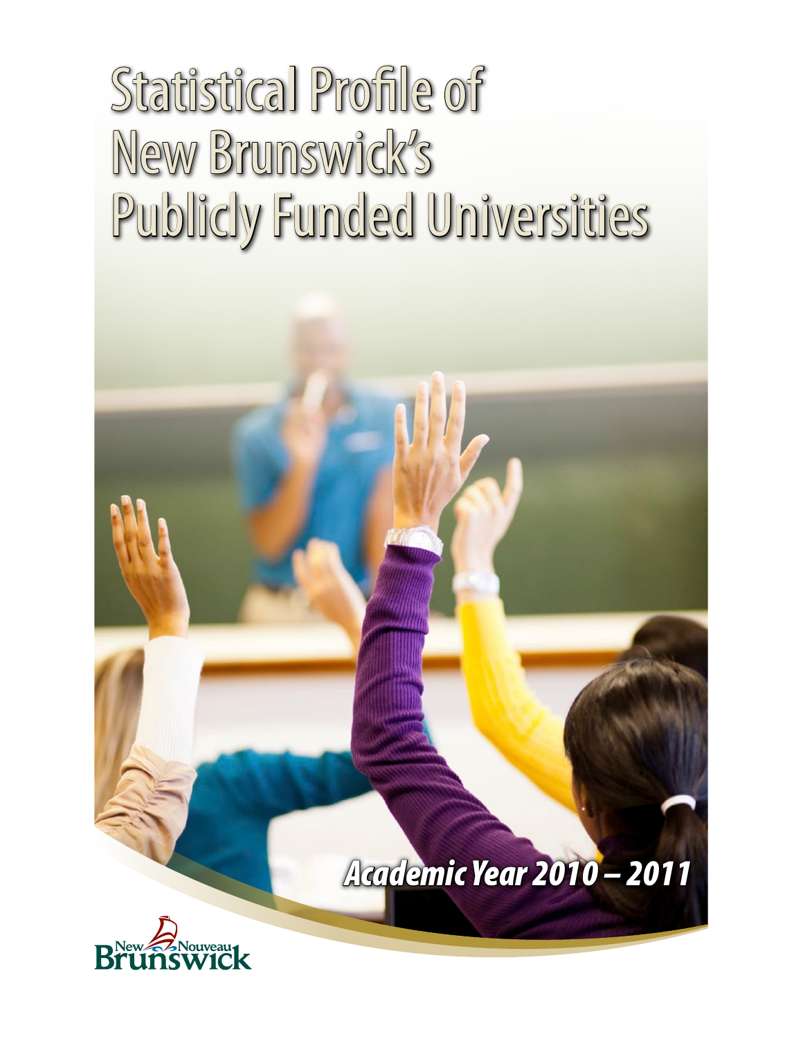# Statistical Profile of New Brunswick's Publicly Funded Universities

***Academic Year 2010 – 2011***

New Nouveau Brunswick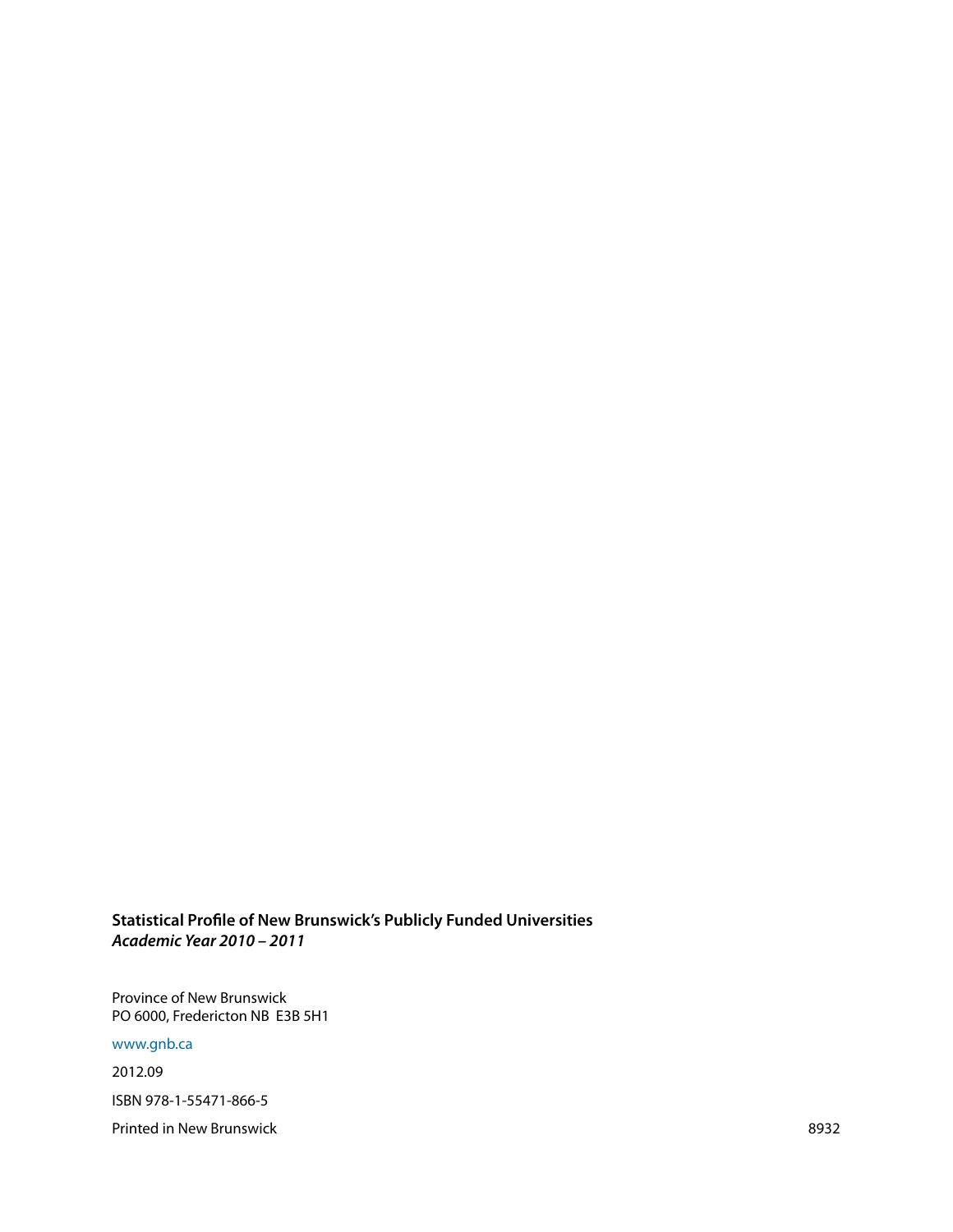**Statistical Profile of New Brunswick's Publicly Funded Universities**
***Academic Year 2010 – 2011***

Province of New Brunswick
PO 6000, Fredericton NB E3B 5H1

www.gnb.ca

2012.09

ISBN 978-1-55471-866-5

Printed in New Brunswick

8932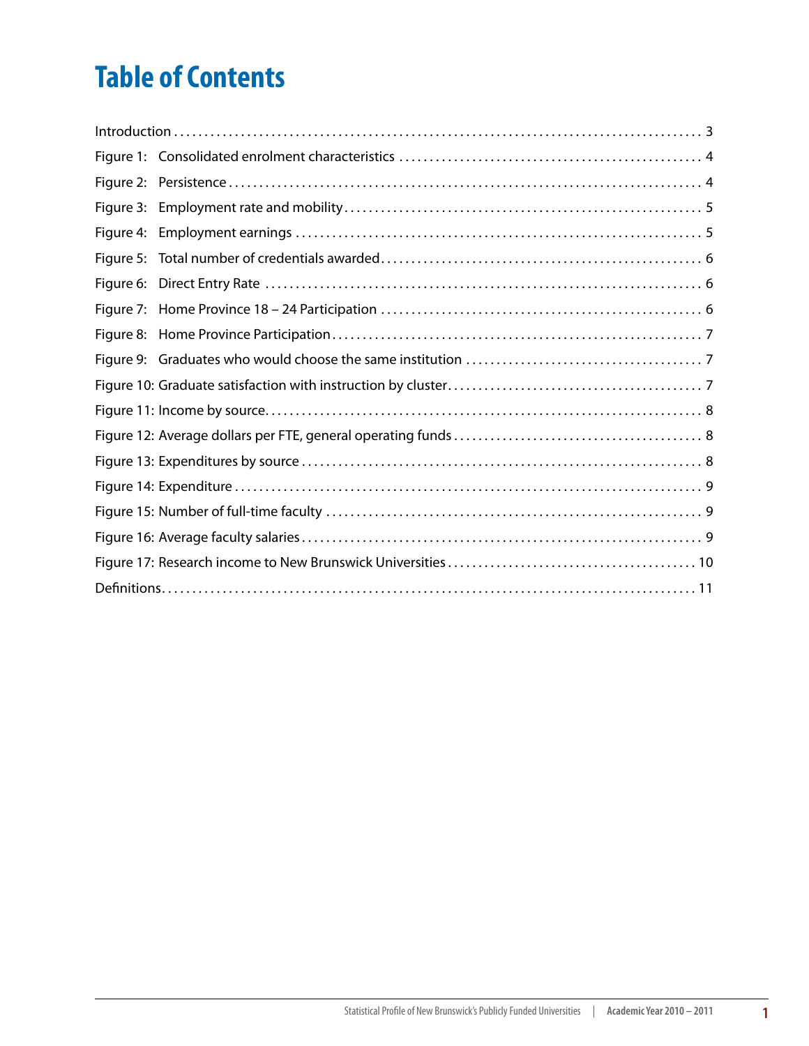# Table of Contents

Introduction . . . . . . . . . . 3
Figure 1: Consolidated enrolment characteristics . . . . . . . . . . 4
Figure 2: Persistence . . . . . . . . . . 4
Figure 3: Employment rate and mobility . . . . . . . . . . 5
Figure 4: Employment earnings . . . . . . . . . . 5
Figure 5: Total number of credentials awarded . . . . . . . . . . 6
Figure 6: Direct Entry Rate . . . . . . . . . . 6
Figure 7: Home Province 18 – 24 Participation . . . . . . . . . . 6
Figure 8: Home Province Participation . . . . . . . . . . 7
Figure 9: Graduates who would choose the same institution . . . . . . . . . . 7
Figure 10: Graduate satisfaction with instruction by cluster . . . . . . . . . . 7
Figure 11: Income by source . . . . . . . . . . 8
Figure 12: Average dollars per FTE, general operating funds . . . . . . . . . . 8
Figure 13: Expenditures by source . . . . . . . . . . 8
Figure 14: Expenditure . . . . . . . . . . 9
Figure 15: Number of full-time faculty . . . . . . . . . . 9
Figure 16: Average faculty salaries . . . . . . . . . . 9
Figure 17: Research income to New Brunswick Universities . . . . . . . . . . 10
Definitions . . . . . . . . . . 11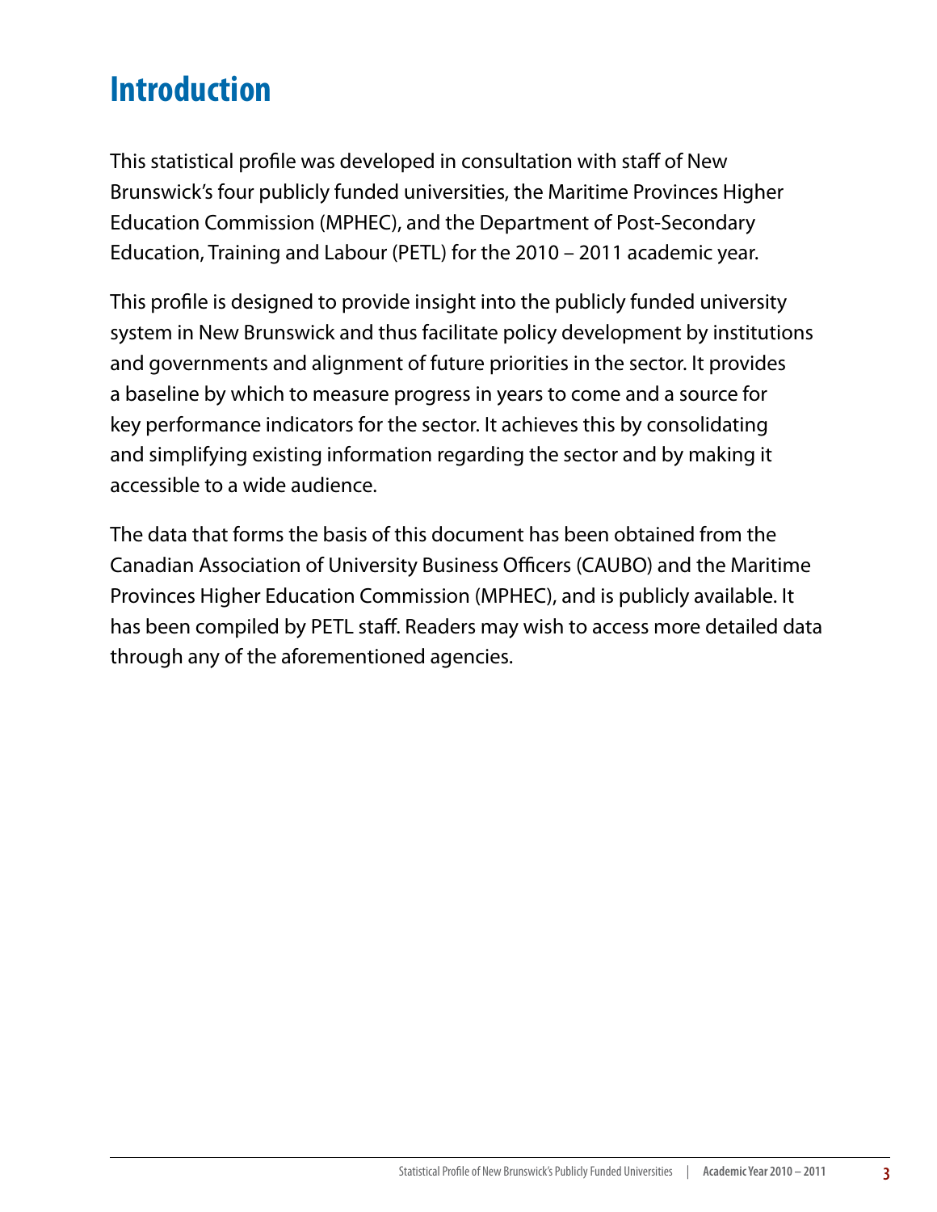# Introduction

This statistical profile was developed in consultation with staff of New Brunswick's four publicly funded universities, the Maritime Provinces Higher Education Commission (MPHEC), and the Department of Post-Secondary Education, Training and Labour (PETL) for the 2010 – 2011 academic year.

This profile is designed to provide insight into the publicly funded university system in New Brunswick and thus facilitate policy development by institutions and governments and alignment of future priorities in the sector. It provides a baseline by which to measure progress in years to come and a source for key performance indicators for the sector. It achieves this by consolidating and simplifying existing information regarding the sector and by making it accessible to a wide audience.

The data that forms the basis of this document has been obtained from the Canadian Association of University Business Officers (CAUBO) and the Maritime Provinces Higher Education Commission (MPHEC), and is publicly available. It has been compiled by PETL staff. Readers may wish to access more detailed data through any of the aforementioned agencies.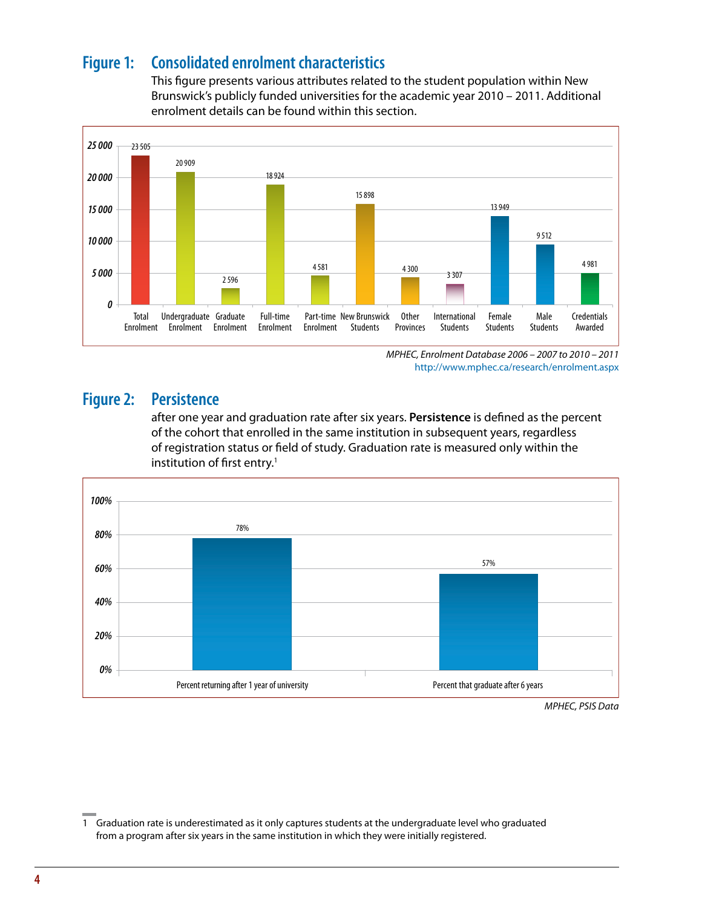## Figure 1: Consolidated enrolment characteristics

This figure presents various attributes related to the student population within New Brunswick's publicly funded universities for the academic year 2010 – 2011. Additional enrolment details can be found within this section.

| Category | Value |
|---|---|
| Total Enrolment | 23 505 |
| Undergraduate Enrolment | 20 909 |
| Graduate Enrolment | 2 596 |
| Full-time Enrolment | 18 924 |
| Part-time Enrolment | 4 581 |
| New Brunswick Students | 15 898 |
| Other Provinces | 4 300 |
| International Students | 3 307 |
| Female Students | 13 949 |
| Male Students | 9 512 |
| Credentials Awarded | 4 981 |

*MPHEC, Enrolment Database 2006 – 2007 to 2010 – 2011*
http://www.mphec.ca/research/enrolment.aspx

## Figure 2: Persistence

after one year and graduation rate after six years. **Persistence** is defined as the percent of the cohort that enrolled in the same institution in subsequent years, regardless of registration status or field of study. Graduation rate is measured only within the institution of first entry.[1]

| Measure | Percent |
|---|---|
| Percent returning after 1 year of university | 78% |
| Percent that graduate after 6 years | 57% |

*MPHEC, PSIS Data*

1 Graduation rate is underestimated as it only captures students at the undergraduate level who graduated from a program after six years in the same institution in which they were initially registered.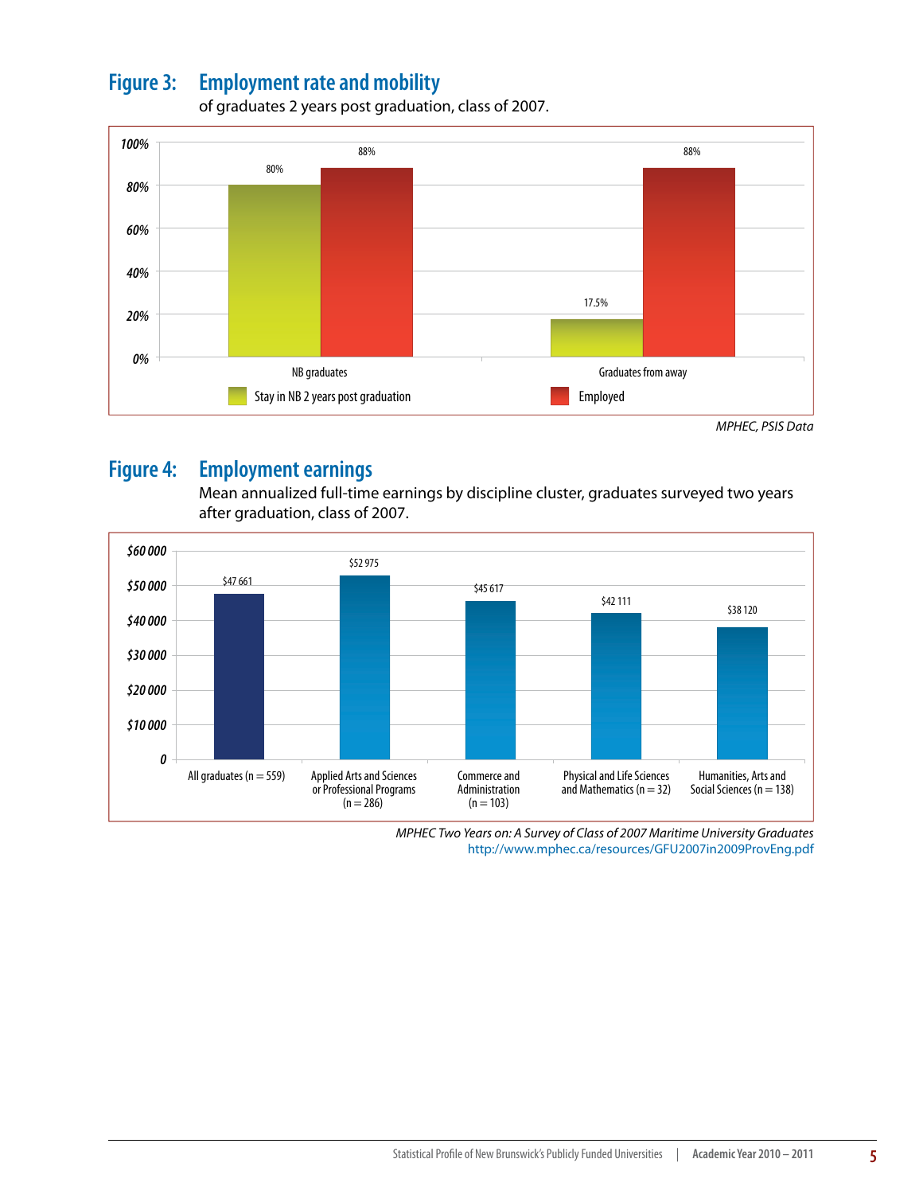## Figure 3: Employment rate and mobility

of graduates 2 years post graduation, class of 2007.

| | Stay in NB 2 years post graduation | Employed |
|---|---|---|
| NB graduates | 80% | 88% |
| Graduates from away | 17.5% | 88% |

*MPHEC, PSIS Data*

## Figure 4: Employment earnings

Mean annualized full-time earnings by discipline cluster, graduates surveyed two years after graduation, class of 2007.

| Discipline cluster | Mean annualized full-time earnings |
|---|---|
| All graduates (n = 559) | $47 661 |
| Applied Arts and Sciences or Professional Programs (n = 286) | $52 975 |
| Commerce and Administration (n = 103) | $45 617 |
| Physical and Life Sciences and Mathematics (n = 32) | $42 111 |
| Humanities, Arts and Social Sciences (n = 138) | $38 120 |

*MPHEC Two Years on: A Survey of Class of 2007 Maritime University Graduates*
http://www.mphec.ca/resources/GFU2007in2009ProvEng.pdf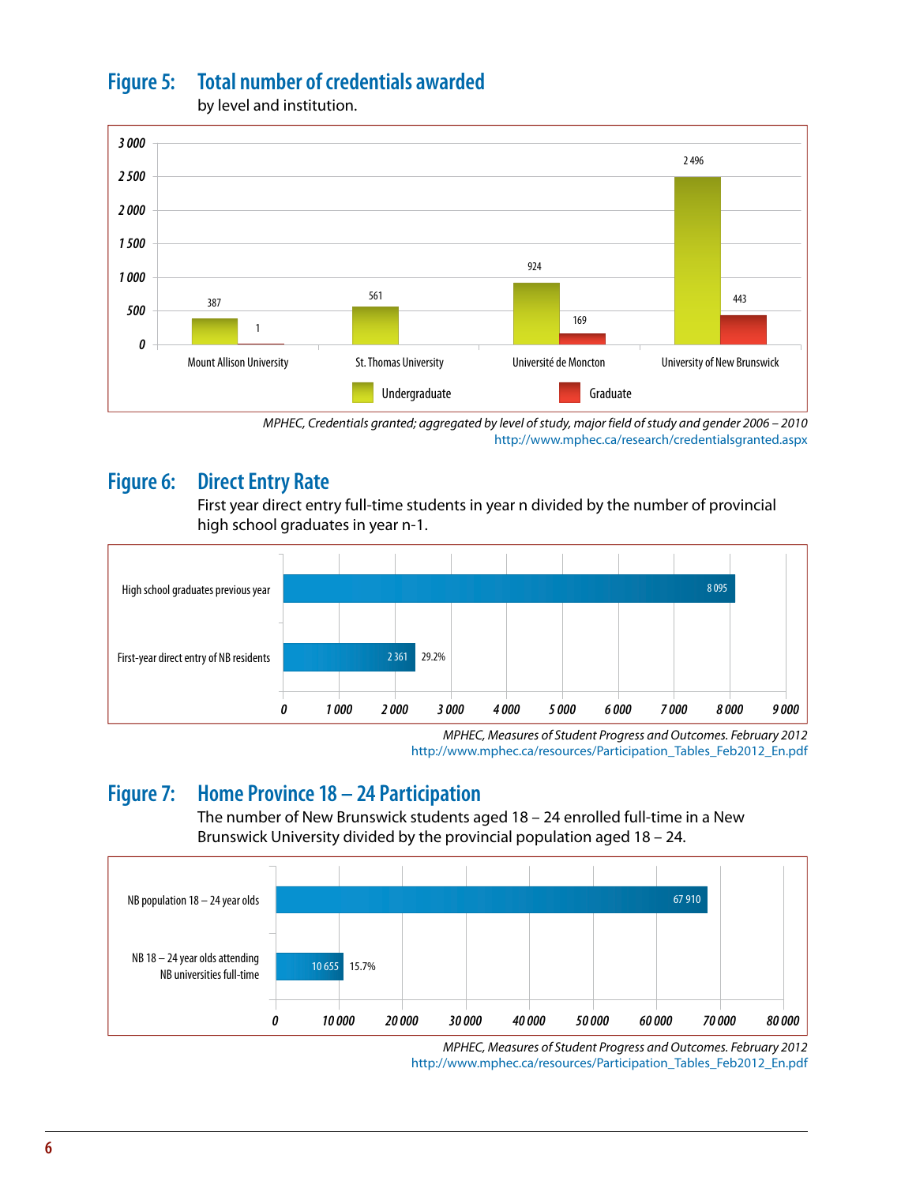## Figure 5: Total number of credentials awarded

by level and institution.

| Institution | Undergraduate | Graduate |
|---|---|---|
| Mount Allison University | 387 | 1 |
| St. Thomas University | 561 | |
| Université de Moncton | 924 | 169 |
| University of New Brunswick | 2 496 | 443 |

*MPHEC, Credentials granted; aggregated by level of study, major field of study and gender 2006 – 2010*
http://www.mphec.ca/research/credentialsgranted.aspx

## Figure 6: Direct Entry Rate

First year direct entry full-time students in year n divided by the number of provincial high school graduates in year n-1.

| | Number | Rate |
|---|---|---|
| High school graduates previous year | 8 095 | |
| First-year direct entry of NB residents | 2 361 | 29.2% |

*MPHEC, Measures of Student Progress and Outcomes. February 2012*
http://www.mphec.ca/resources/Participation_Tables_Feb2012_En.pdf

## Figure 7: Home Province 18 – 24 Participation

The number of New Brunswick students aged 18 – 24 enrolled full-time in a New Brunswick University divided by the provincial population aged 18 – 24.

| | Number | Rate |
|---|---|---|
| NB population 18 – 24 year olds | 67 910 | |
| NB 18 – 24 year olds attending NB universities full-time | 10 655 | 15.7% |

*MPHEC, Measures of Student Progress and Outcomes. February 2012*
http://www.mphec.ca/resources/Participation_Tables_Feb2012_En.pdf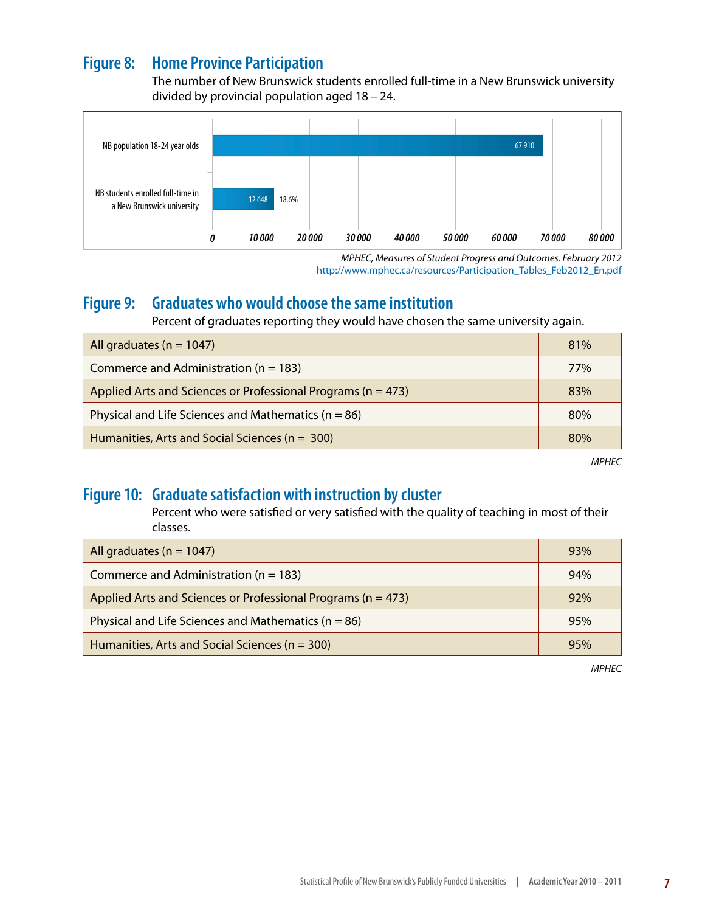## Figure 8: Home Province Participation

The number of New Brunswick students enrolled full-time in a New Brunswick university divided by provincial population aged 18 – 24.

| | Value | |
|---|---|---|
| NB population 18-24 year olds | 67 910 | |
| NB students enrolled full-time in a New Brunswick university | 12 648 | 18.6% |

*MPHEC, Measures of Student Progress and Outcomes. February 2012*
http://www.mphec.ca/resources/Participation_Tables_Feb2012_En.pdf

## Figure 9: Graduates who would choose the same institution

Percent of graduates reporting they would have chosen the same university again.

| | |
|---|---|
| All graduates (n = 1047) | 81% |
| Commerce and Administration (n = 183) | 77% |
| Applied Arts and Sciences or Professional Programs (n = 473) | 83% |
| Physical and Life Sciences and Mathematics (n = 86) | 80% |
| Humanities, Arts and Social Sciences (n = 300) | 80% |

*MPHEC*

## Figure 10: Graduate satisfaction with instruction by cluster

Percent who were satisfied or very satisfied with the quality of teaching in most of their classes.

| | |
|---|---|
| All graduates (n = 1047) | 93% |
| Commerce and Administration (n = 183) | 94% |
| Applied Arts and Sciences or Professional Programs (n = 473) | 92% |
| Physical and Life Sciences and Mathematics (n = 86) | 95% |
| Humanities, Arts and Social Sciences (n = 300) | 95% |

*MPHEC*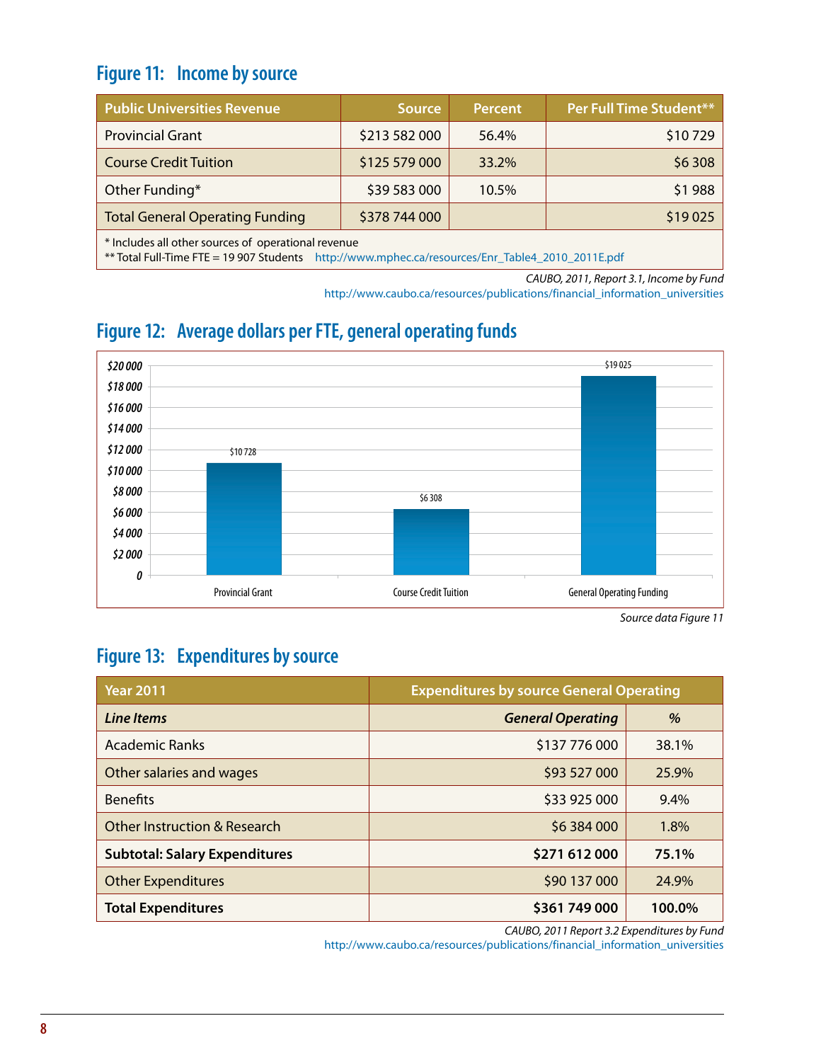## Figure 11: Income by source

| Public Universities Revenue | Source | Percent | Per Full Time Student** |
|---|---|---|---|
| Provincial Grant | $213 582 000 | 56.4% | $10 729 |
| Course Credit Tuition | $125 579 000 | 33.2% | $6 308 |
| Other Funding* | $39 583 000 | 10.5% | $1 988 |
| Total General Operating Funding | $378 744 000 | | $19 025 |

\* Includes all other sources of operational revenue
** Total Full-Time FTE = 19 907 Students http://www.mphec.ca/resources/Enr_Table4_2010_2011E.pdf

*CAUBO, 2011, Report 3.1, Income by Fund*
http://www.caubo.ca/resources/publications/financial_information_universities

## Figure 12: Average dollars per FTE, general operating funds

| | Average dollars per FTE |
|---|---|
| Provincial Grant | $10 728 |
| Course Credit Tuition | $6 308 |
| General Operating Funding | $19 025 |

*Source data Figure 11*

## Figure 13: Expenditures by source

| Year 2011 | Expenditures by source General Operating | |
|---|---|---|
| ***Line Items*** | ***General Operating*** | **%** |
| Academic Ranks | $137 776 000 | 38.1% |
| Other salaries and wages | $93 527 000 | 25.9% |
| Benefits | $33 925 000 | 9.4% |
| Other Instruction & Research | $6 384 000 | 1.8% |
| **Subtotal: Salary Expenditures** | **$271 612 000** | **75.1%** |
| Other Expenditures | $90 137 000 | 24.9% |
| **Total Expenditures** | **$361 749 000** | **100.0%** |

*CAUBO, 2011 Report 3.2 Expenditures by Fund*
http://www.caubo.ca/resources/publications/financial_information_universities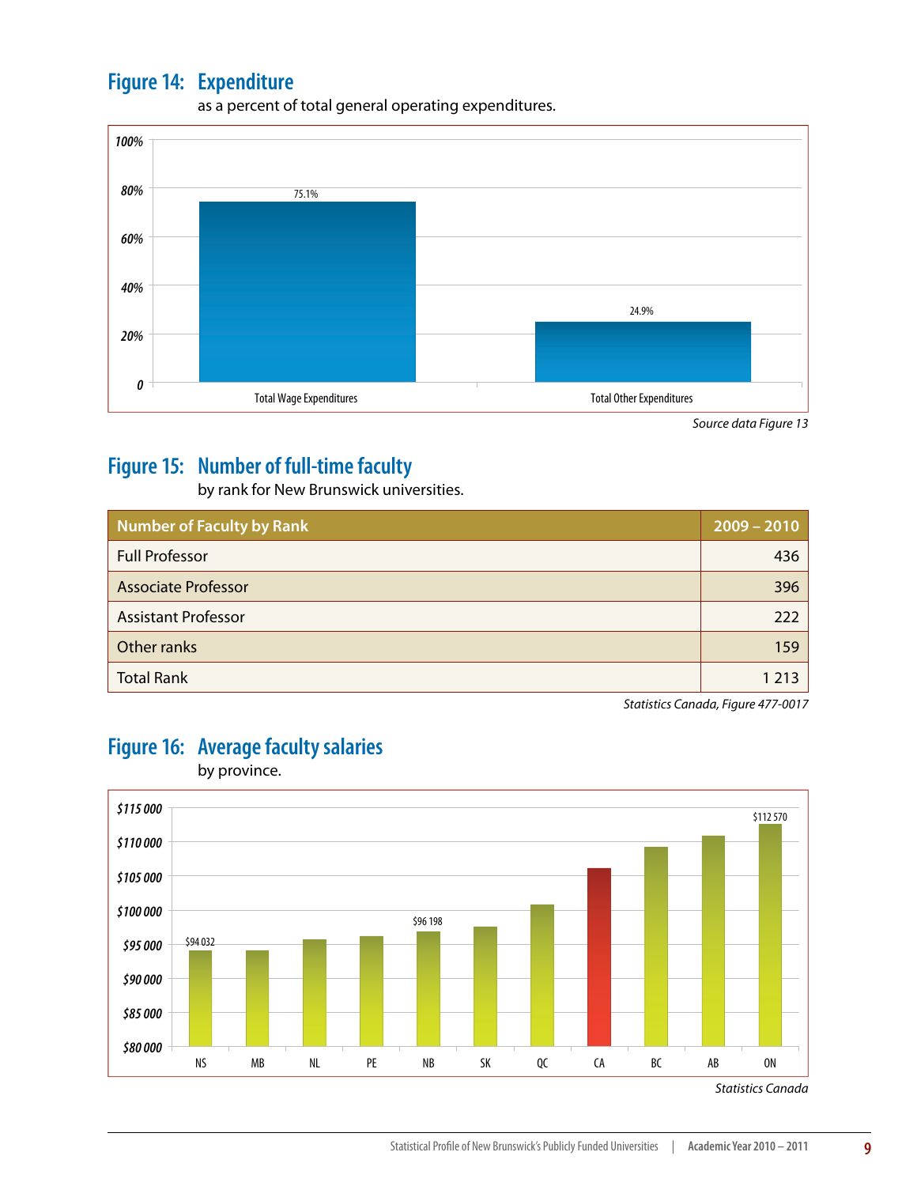## Figure 14: Expenditure

as a percent of total general operating expenditures.

| | Percent |
|---|---|
| Total Wage Expenditures | 75.1% |
| Total Other Expenditures | 24.9% |

*Source data Figure 13*

## Figure 15: Number of full-time faculty

by rank for New Brunswick universities.

| Number of Faculty by Rank | 2009 – 2010 |
|---|---|
| Full Professor | 436 |
| Associate Professor | 396 |
| Assistant Professor | 222 |
| Other ranks | 159 |
| Total Rank | 1 213 |

*Statistics Canada, Figure 477-0017*

## Figure 16: Average faculty salaries

by province.

| Province | Average salary |
|---|---|
| NS | $94 032 |
| MB | |
| NL | |
| PE | |
| NB | $96 198 |
| SK | |
| QC | |
| CA | |
| BC | |
| AB | |
| ON | $112 570 |

*Statistics Canada*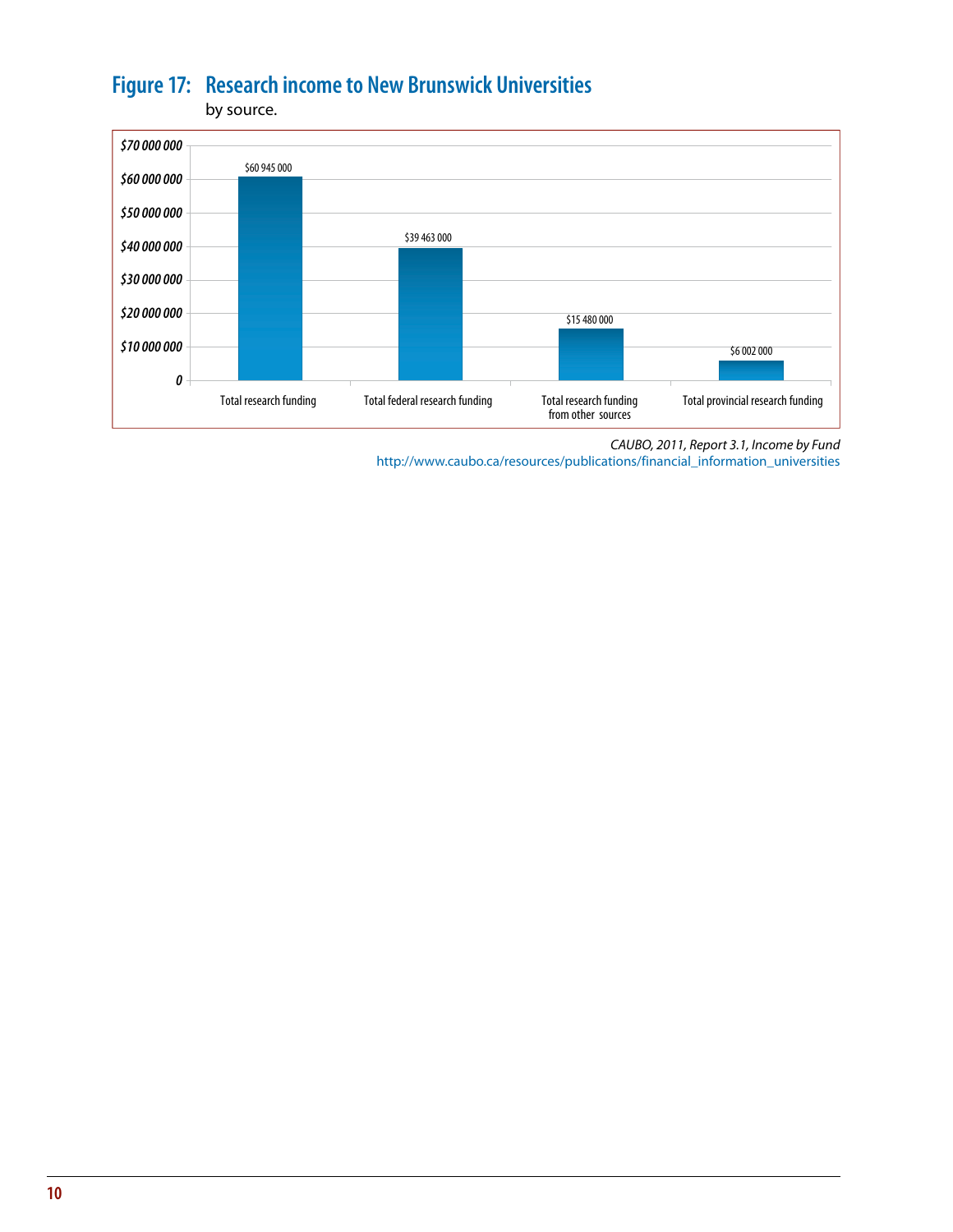## Figure 17: Research income to New Brunswick Universities

by source.

| Source | Amount |
|---|---|
| Total research funding | $60 945 000 |
| Total federal research funding | $39 463 000 |
| Total research funding from other sources | $15 480 000 |
| Total provincial research funding | $6 002 000 |

*CAUBO, 2011, Report 3.1, Income by Fund*
http://www.caubo.ca/resources/publications/financial_information_universities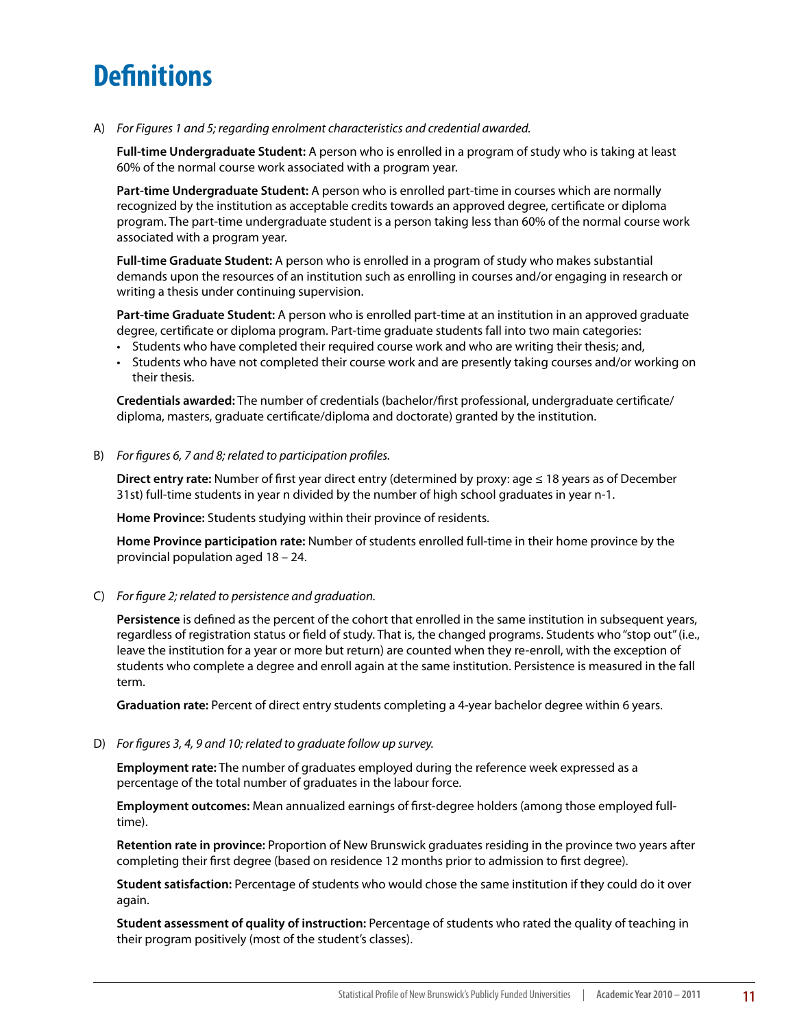# Definitions

A) *For Figures 1 and 5; regarding enrolment characteristics and credential awarded.*

**Full-time Undergraduate Student:** A person who is enrolled in a program of study who is taking at least 60% of the normal course work associated with a program year.

**Part-time Undergraduate Student:** A person who is enrolled part-time in courses which are normally recognized by the institution as acceptable credits towards an approved degree, certificate or diploma program. The part-time undergraduate student is a person taking less than 60% of the normal course work associated with a program year.

**Full-time Graduate Student:** A person who is enrolled in a program of study who makes substantial demands upon the resources of an institution such as enrolling in courses and/or engaging in research or writing a thesis under continuing supervision.

**Part-time Graduate Student:** A person who is enrolled part-time at an institution in an approved graduate degree, certificate or diploma program. Part-time graduate students fall into two main categories:

- Students who have completed their required course work and who are writing their thesis; and,
- Students who have not completed their course work and are presently taking courses and/or working on their thesis.

**Credentials awarded:** The number of credentials (bachelor/first professional, undergraduate certificate/diploma, masters, graduate certificate/diploma and doctorate) granted by the institution.

B) *For figures 6, 7 and 8; related to participation profiles.*

**Direct entry rate:** Number of first year direct entry (determined by proxy: age ≤ 18 years as of December 31st) full-time students in year n divided by the number of high school graduates in year n-1.

**Home Province:** Students studying within their province of residents.

**Home Province participation rate:** Number of students enrolled full-time in their home province by the provincial population aged 18 – 24.

C) *For figure 2; related to persistence and graduation.*

**Persistence** is defined as the percent of the cohort that enrolled in the same institution in subsequent years, regardless of registration status or field of study. That is, the changed programs. Students who "stop out" (i.e., leave the institution for a year or more but return) are counted when they re-enroll, with the exception of students who complete a degree and enroll again at the same institution. Persistence is measured in the fall term.

**Graduation rate:** Percent of direct entry students completing a 4-year bachelor degree within 6 years.

D) *For figures 3, 4, 9 and 10; related to graduate follow up survey.*

**Employment rate:** The number of graduates employed during the reference week expressed as a percentage of the total number of graduates in the labour force.

**Employment outcomes:** Mean annualized earnings of first-degree holders (among those employed full-time).

**Retention rate in province:** Proportion of New Brunswick graduates residing in the province two years after completing their first degree (based on residence 12 months prior to admission to first degree).

**Student satisfaction:** Percentage of students who would chose the same institution if they could do it over again.

**Student assessment of quality of instruction:** Percentage of students who rated the quality of teaching in their program positively (most of the student's classes).